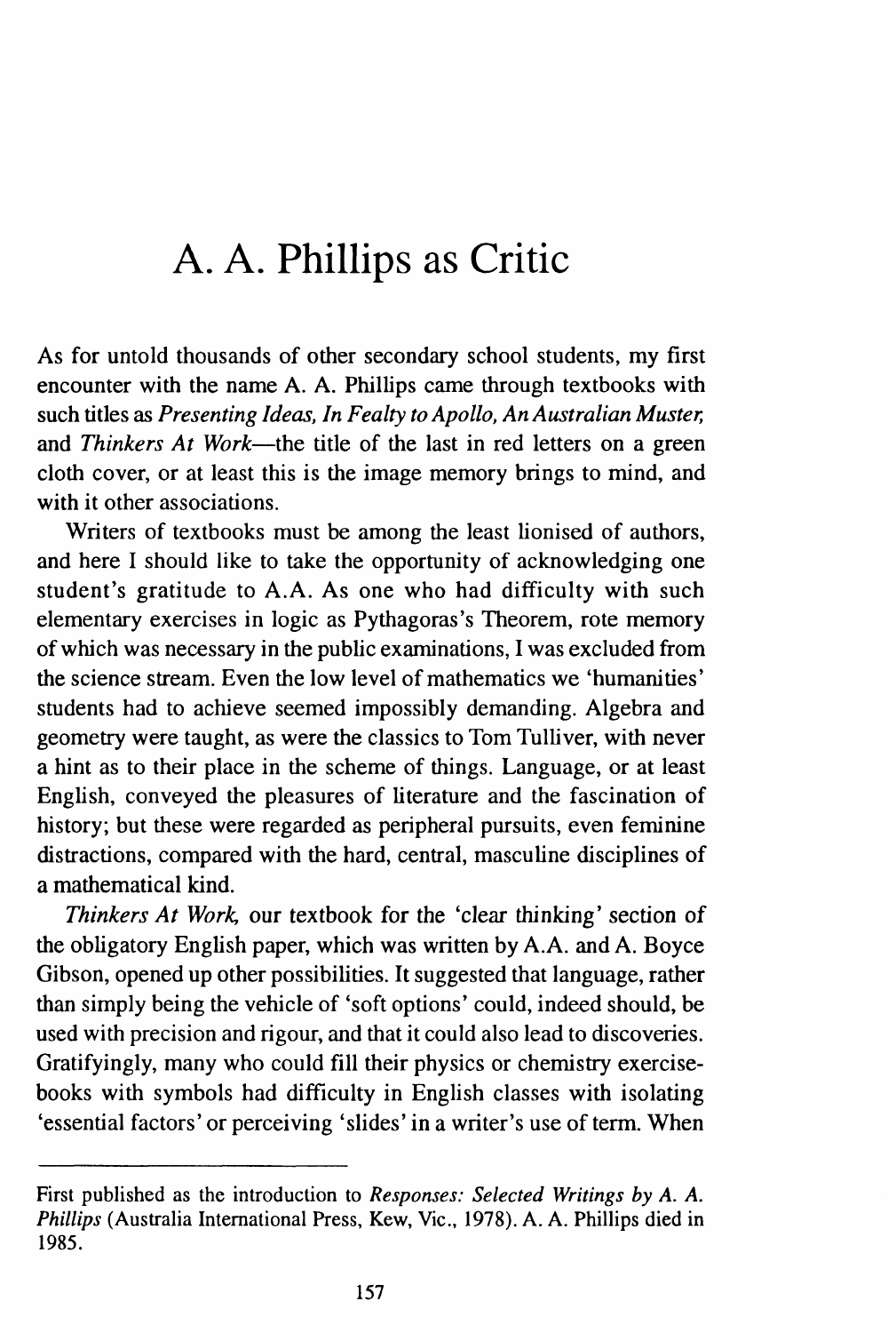# A. A. Phillips as Critic

As for untold thousands of other secondary school students, my first encounter with the name A. A. Phillips came through textbooks with such titles as *Presenting Ideas, In Fealty to Apollo, An Australian Muster,* and *Thinkers At Work*—the title of the last in red letters on a green cloth cover, or at least this is the image memory brings to mind, and with it other associations.

Writers of textbooks must be among the least lionised of authors, and here I should like to take the opportunity of acknowledging one student's gratitude to A.A. As one who had difficulty with such elementary exercises in logic as Pythagoras's Theorem, rote memory of which was necessary in the public examinations, I was excluded from the science stream. Even the low level of mathematics we 'humanities' students had to achieve seemed impossibly demanding. Algebra and geometry were taught, as were the classics to Tom Tulliver, with never a hint as to their place in the scheme of things. Language, or at least English, conveyed the pleasures of literature and the fascination of history; but these were regarded as peripheral pursuits, even feminine distractions, compared with the hard, central, masculine disciplines of a mathematical kind.

*Thinkers At Work,* our textbook for the 'clear thinking' section of the obligatory English paper, which was written by A.A. and A. Boyce Gibson, opened up other possibilities. It suggested that language, rather than simply being the vehicle of 'soft options' could, indeed should, be used with precision and rigour, and that it could also lead to discoveries. Gratifyingly, many who could fill their physics or chemistry exercise-books with symbols had difficulty in English classes with isolating 'essential factors' or perceiving 'slides' in a writer's use of term. When

---

First published as the introduction to *Responses: Selected Writings by A. A. Phillips* (Australia International Press, Kew, Vic., 1978). A. A. Phillips died in 1985.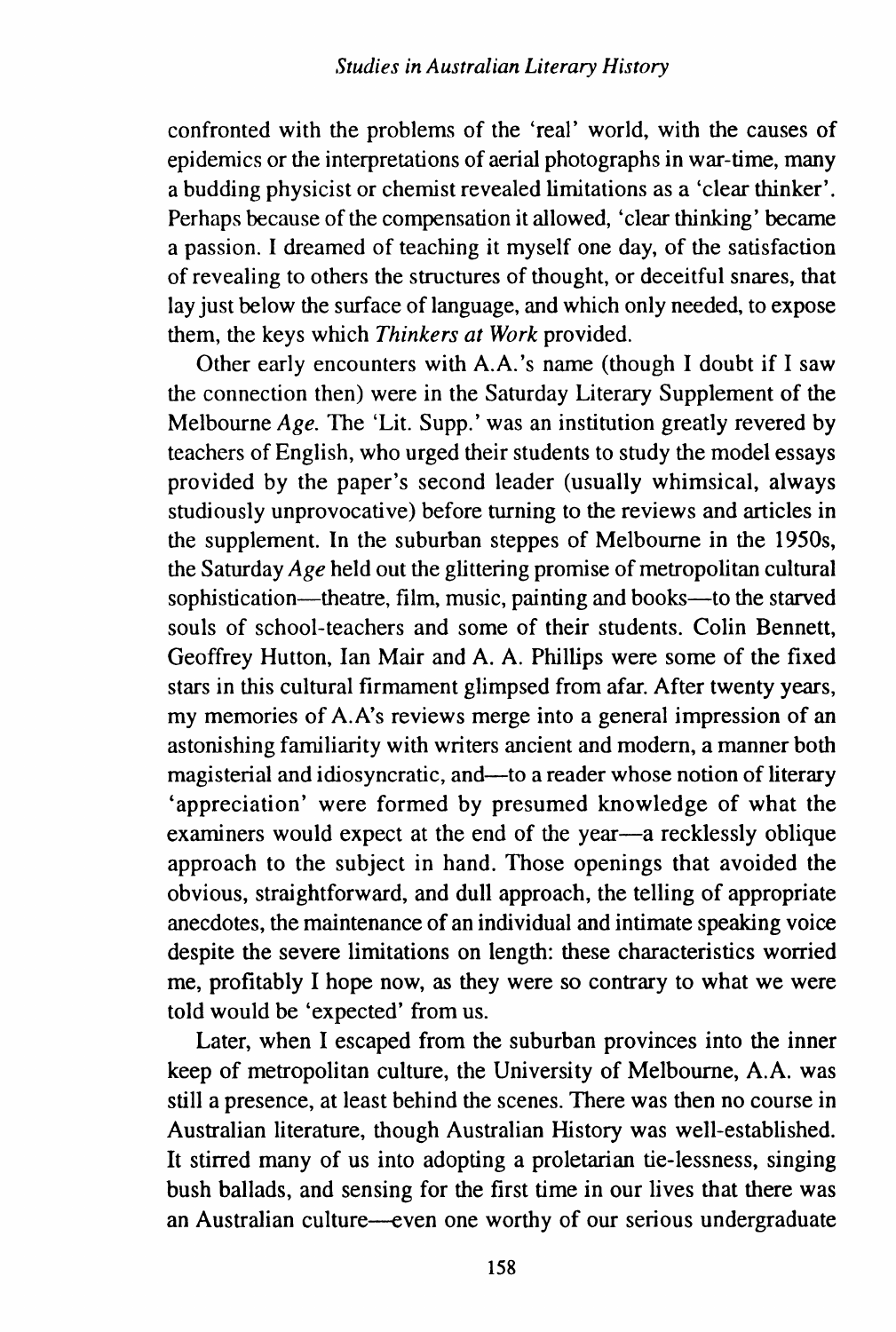confronted with the problems of the 'real' world, with the causes of epidemics or the interpretations of aerial photographs in war-time, many a budding physicist or chemist revealed limitations as a 'clear thinker'. Perhaps because of the compensation it allowed, 'clear thinking' became a passion. I dreamed of teaching it myself one day, of the satisfaction of revealing to others the structures of thought, or deceitful snares, that lay just below the surface of language, and which only needed, to expose them, the keys which *Thinkers at Work* provided.

Other early encounters with A.A.'s name (though I doubt if I saw the connection then) were in the Saturday Literary Supplement of the Melbourne *Age.* The 'Lit. Supp.' was an institution greatly revered by teachers of English, who urged their students to study the model essays provided by the paper's second leader (usually whimsical, always studiously unprovocative) before turning to the reviews and articles in the supplement. In the suburban steppes of Melbourne in the 1950s, the Saturday *Age* held out the glittering promise of metropolitan cultural sophistication—theatre, film, music, painting and books—to the starved souls of school-teachers and some of their students. Colin Bennett, Geoffrey Hutton, Ian Mair and A. A. Phillips were some of the fixed stars in this cultural firmament glimpsed from afar. After twenty years, my memories of A.A's reviews merge into a general impression of an astonishing familiarity with writers ancient and modern, a manner both magisterial and idiosyncratic, and—to a reader whose notion of literary 'appreciation' were formed by presumed knowledge of what the examiners would expect at the end of the year—a recklessly oblique approach to the subject in hand. Those openings that avoided the obvious, straightforward, and dull approach, the telling of appropriate anecdotes, the maintenance of an individual and intimate speaking voice despite the severe limitations on length: these characteristics worried me, profitably I hope now, as they were so contrary to what we were told would be 'expected' from us.

Later, when I escaped from the suburban provinces into the inner keep of metropolitan culture, the University of Melbourne, A.A. was still a presence, at least behind the scenes. There was then no course in Australian literature, though Australian History was well-established. It stirred many of us into adopting a proletarian tie-lessness, singing bush ballads, and sensing for the first time in our lives that there was an Australian culture—even one worthy of our serious undergraduate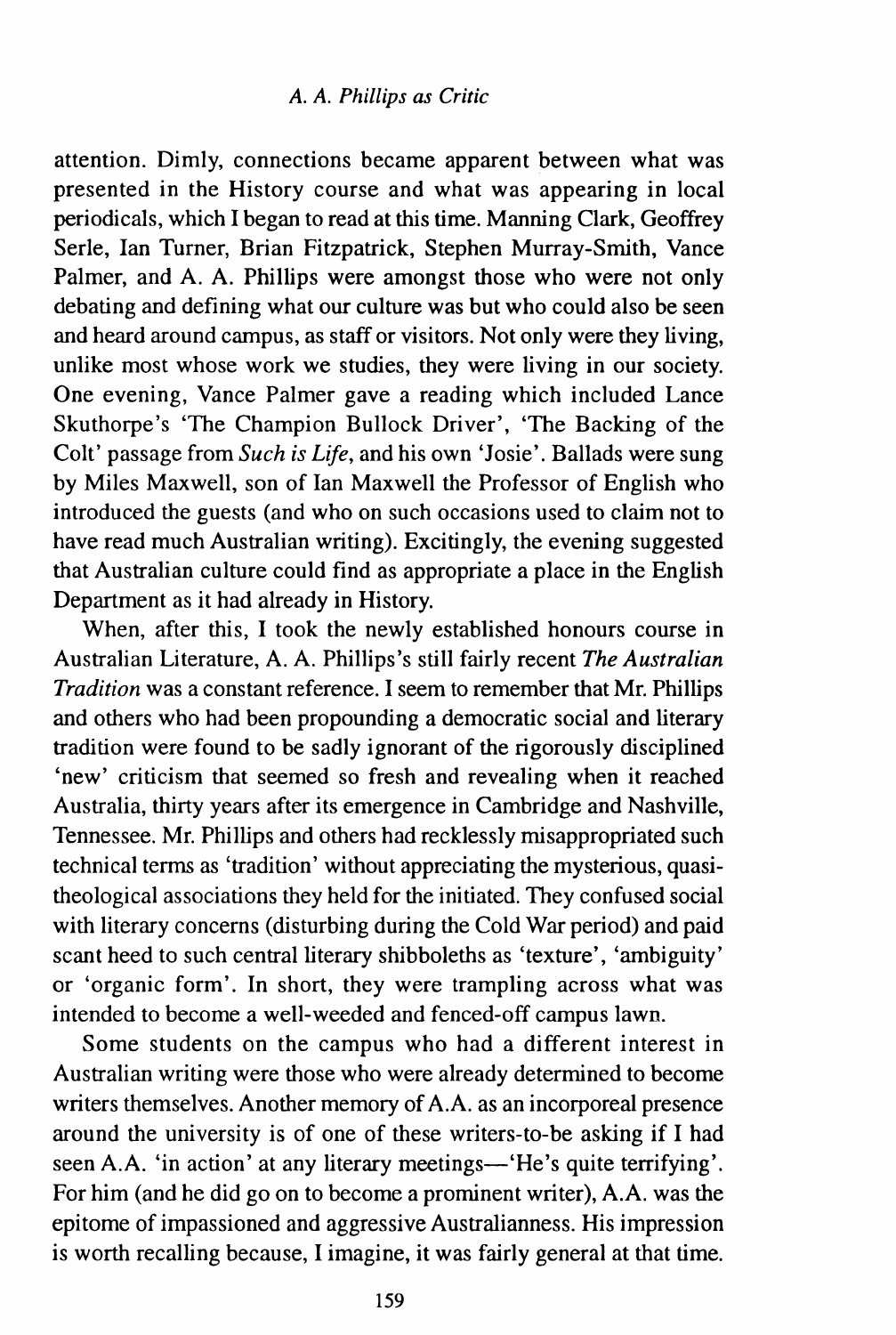attention. Dimly, connections became apparent between what was presented in the History course and what was appearing in local periodicals, which I began to read at this time. Manning Clark, Geoffrey Serle, Ian Turner, Brian Fitzpatrick, Stephen Murray-Smith, Vance Palmer, and A. A. Phillips were amongst those who were not only debating and defining what our culture was but who could also be seen and heard around campus, as staff or visitors. Not only were they living, unlike most whose work we studies, they were living in our society. One evening, Vance Palmer gave a reading which included Lance Skuthorpe's 'The Champion Bullock Driver', 'The Backing of the Colt' passage from *Such is Life*, and his own 'Josie'. Ballads were sung by Miles Maxwell, son of Ian Maxwell the Professor of English who introduced the guests (and who on such occasions used to claim not to have read much Australian writing). Excitingly, the evening suggested that Australian culture could find as appropriate a place in the English Department as it had already in History.

When, after this, I took the newly established honours course in Australian Literature, A. A. Phillips's still fairly recent *The Australian Tradition* was a constant reference. I seem to remember that Mr. Phillips and others who had been propounding a democratic social and literary tradition were found to be sadly ignorant of the rigorously disciplined 'new' criticism that seemed so fresh and revealing when it reached Australia, thirty years after its emergence in Cambridge and Nashville, Tennessee. Mr. Phillips and others had recklessly misappropriated such technical terms as 'tradition' without appreciating the mysterious, quasi-theological associations they held for the initiated. They confused social with literary concerns (disturbing during the Cold War period) and paid scant heed to such central literary shibboleths as 'texture', 'ambiguity' or 'organic form'. In short, they were trampling across what was intended to become a well-weeded and fenced-off campus lawn.

Some students on the campus who had a different interest in Australian writing were those who were already determined to become writers themselves. Another memory of A.A. as an incorporeal presence around the university is of one of these writers-to-be asking if I had seen A.A. 'in action' at any literary meetings—'He's quite terrifying'. For him (and he did go on to become a prominent writer), A.A. was the epitome of impassioned and aggressive Australianness. His impression is worth recalling because, I imagine, it was fairly general at that time.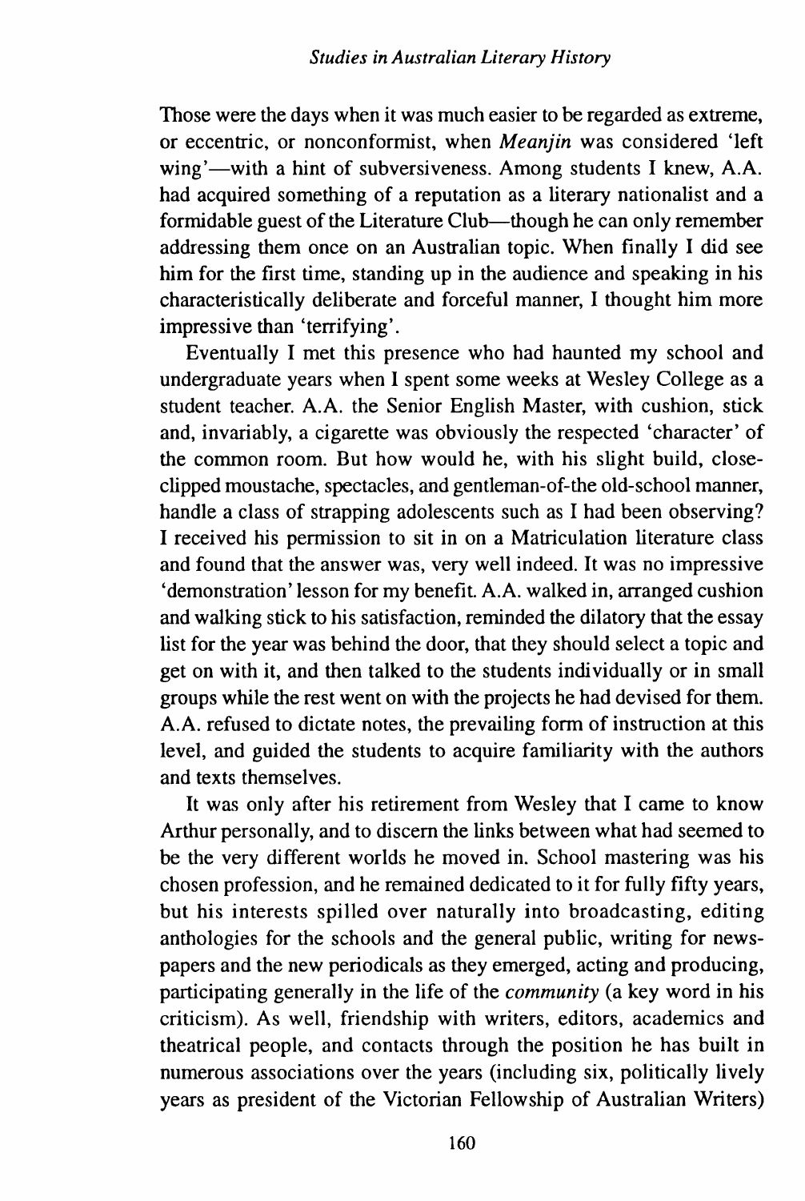Those were the days when it was much easier to be regarded as extreme, or eccentric, or nonconformist, when *Meanjin* was considered 'left wing'—with a hint of subversiveness. Among students I knew, A.A. had acquired something of a reputation as a literary nationalist and a formidable guest of the Literature Club—though he can only remember addressing them once on an Australian topic. When finally I did see him for the first time, standing up in the audience and speaking in his characteristically deliberate and forceful manner, I thought him more impressive than 'terrifying'.

Eventually I met this presence who had haunted my school and undergraduate years when I spent some weeks at Wesley College as a student teacher. A.A. the Senior English Master, with cushion, stick and, invariably, a cigarette was obviously the respected 'character' of the common room. But how would he, with his slight build, close-clipped moustache, spectacles, and gentleman-of-the old-school manner, handle a class of strapping adolescents such as I had been observing? I received his permission to sit in on a Matriculation literature class and found that the answer was, very well indeed. It was no impressive 'demonstration' lesson for my benefit. A.A. walked in, arranged cushion and walking stick to his satisfaction, reminded the dilatory that the essay list for the year was behind the door, that they should select a topic and get on with it, and then talked to the students individually or in small groups while the rest went on with the projects he had devised for them. A.A. refused to dictate notes, the prevailing form of instruction at this level, and guided the students to acquire familiarity with the authors and texts themselves.

It was only after his retirement from Wesley that I came to know Arthur personally, and to discern the links between what had seemed to be the very different worlds he moved in. School mastering was his chosen profession, and he remained dedicated to it for fully fifty years, but his interests spilled over naturally into broadcasting, editing anthologies for the schools and the general public, writing for newspapers and the new periodicals as they emerged, acting and producing, participating generally in the life of the *community* (a key word in his criticism). As well, friendship with writers, editors, academics and theatrical people, and contacts through the position he has built in numerous associations over the years (including six, politically lively years as president of the Victorian Fellowship of Australian Writers)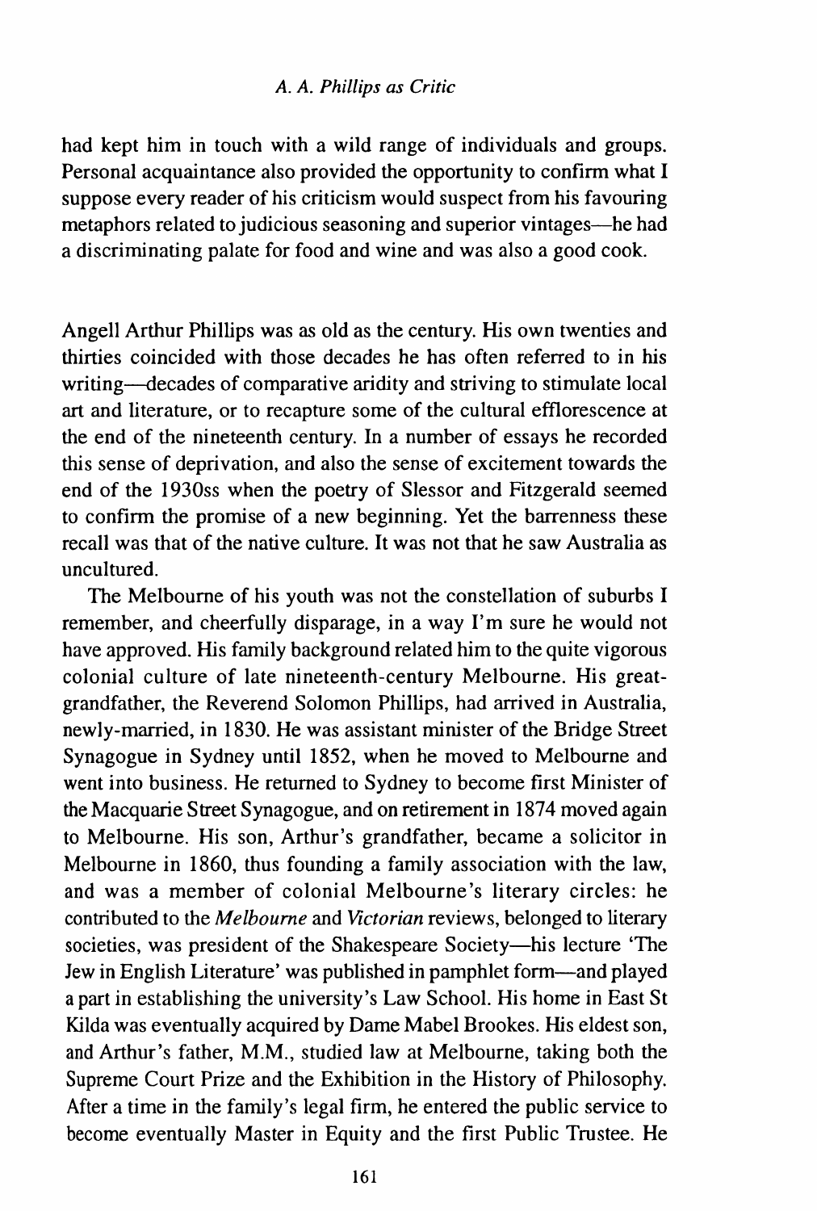had kept him in touch with a wild range of individuals and groups. Personal acquaintance also provided the opportunity to confirm what I suppose every reader of his criticism would suspect from his favouring metaphors related to judicious seasoning and superior vintages—he had a discriminating palate for food and wine and was also a good cook.

Angell Arthur Phillips was as old as the century. His own twenties and thirties coincided with those decades he has often referred to in his writing—decades of comparative aridity and striving to stimulate local art and literature, or to recapture some of the cultural efflorescence at the end of the nineteenth century. In a number of essays he recorded this sense of deprivation, and also the sense of excitement towards the end of the 1930ss when the poetry of Slessor and Fitzgerald seemed to confirm the promise of a new beginning. Yet the barrenness these recall was that of the native culture. It was not that he saw Australia as uncultured.

The Melbourne of his youth was not the constellation of suburbs I remember, and cheerfully disparage, in a way I'm sure he would not have approved. His family background related him to the quite vigorous colonial culture of late nineteenth-century Melbourne. His great-grandfather, the Reverend Solomon Phillips, had arrived in Australia, newly-married, in 1830. He was assistant minister of the Bridge Street Synagogue in Sydney until 1852, when he moved to Melbourne and went into business. He returned to Sydney to become first Minister of the Macquarie Street Synagogue, and on retirement in 1874 moved again to Melbourne. His son, Arthur's grandfather, became a solicitor in Melbourne in 1860, thus founding a family association with the law, and was a member of colonial Melbourne's literary circles: he contributed to the *Melbourne* and *Victorian* reviews, belonged to literary societies, was president of the Shakespeare Society—his lecture 'The Jew in English Literature' was published in pamphlet form—and played a part in establishing the university's Law School. His home in East St Kilda was eventually acquired by Dame Mabel Brookes. His eldest son, and Arthur's father, M.M., studied law at Melbourne, taking both the Supreme Court Prize and the Exhibition in the History of Philosophy. After a time in the family's legal firm, he entered the public service to become eventually Master in Equity and the first Public Trustee. He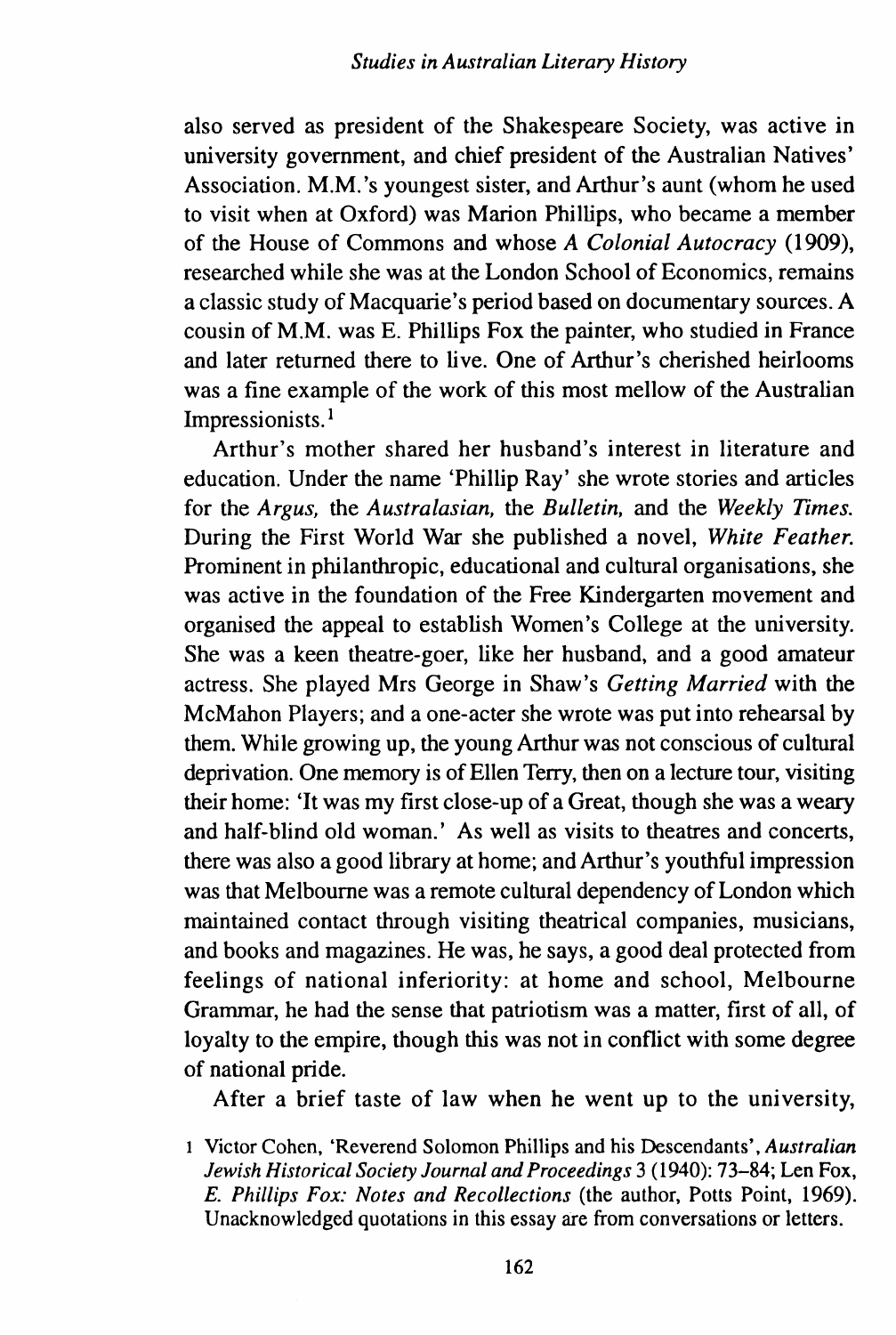also served as president of the Shakespeare Society, was active in university government, and chief president of the Australian Natives' Association. M.M.'s youngest sister, and Arthur's aunt (whom he used to visit when at Oxford) was Marion Phillips, who became a member of the House of Commons and whose *A Colonial Autocracy* (1909), researched while she was at the London School of Economics, remains a classic study of Macquarie's period based on documentary sources. A cousin of M.M. was E. Phillips Fox the painter, who studied in France and later returned there to live. One of Arthur's cherished heirlooms was a fine example of the work of this most mellow of the Australian Impressionists.[1]

Arthur's mother shared her husband's interest in literature and education. Under the name 'Phillip Ray' she wrote stories and articles for the *Argus*, the *Australasian*, the *Bulletin*, and the *Weekly Times*. During the First World War she published a novel, *White Feather*. Prominent in philanthropic, educational and cultural organisations, she was active in the foundation of the Free Kindergarten movement and organised the appeal to establish Women's College at the university. She was a keen theatre-goer, like her husband, and a good amateur actress. She played Mrs George in Shaw's *Getting Married* with the McMahon Players; and a one-acter she wrote was put into rehearsal by them. While growing up, the young Arthur was not conscious of cultural deprivation. One memory is of Ellen Terry, then on a lecture tour, visiting their home: 'It was my first close-up of a Great, though she was a weary and half-blind old woman.' As well as visits to theatres and concerts, there was also a good library at home; and Arthur's youthful impression was that Melbourne was a remote cultural dependency of London which maintained contact through visiting theatrical companies, musicians, and books and magazines. He was, he says, a good deal protected from feelings of national inferiority: at home and school, Melbourne Grammar, he had the sense that patriotism was a matter, first of all, of loyalty to the empire, though this was not in conflict with some degree of national pride.

After a brief taste of law when he went up to the university,

1 Victor Cohen, 'Reverend Solomon Phillips and his Descendants', *Australian Jewish Historical Society Journal and Proceedings* 3 (1940): 73–84; Len Fox, *E. Phillips Fox: Notes and Recollections* (the author, Potts Point, 1969). Unacknowledged quotations in this essay are from conversations or letters.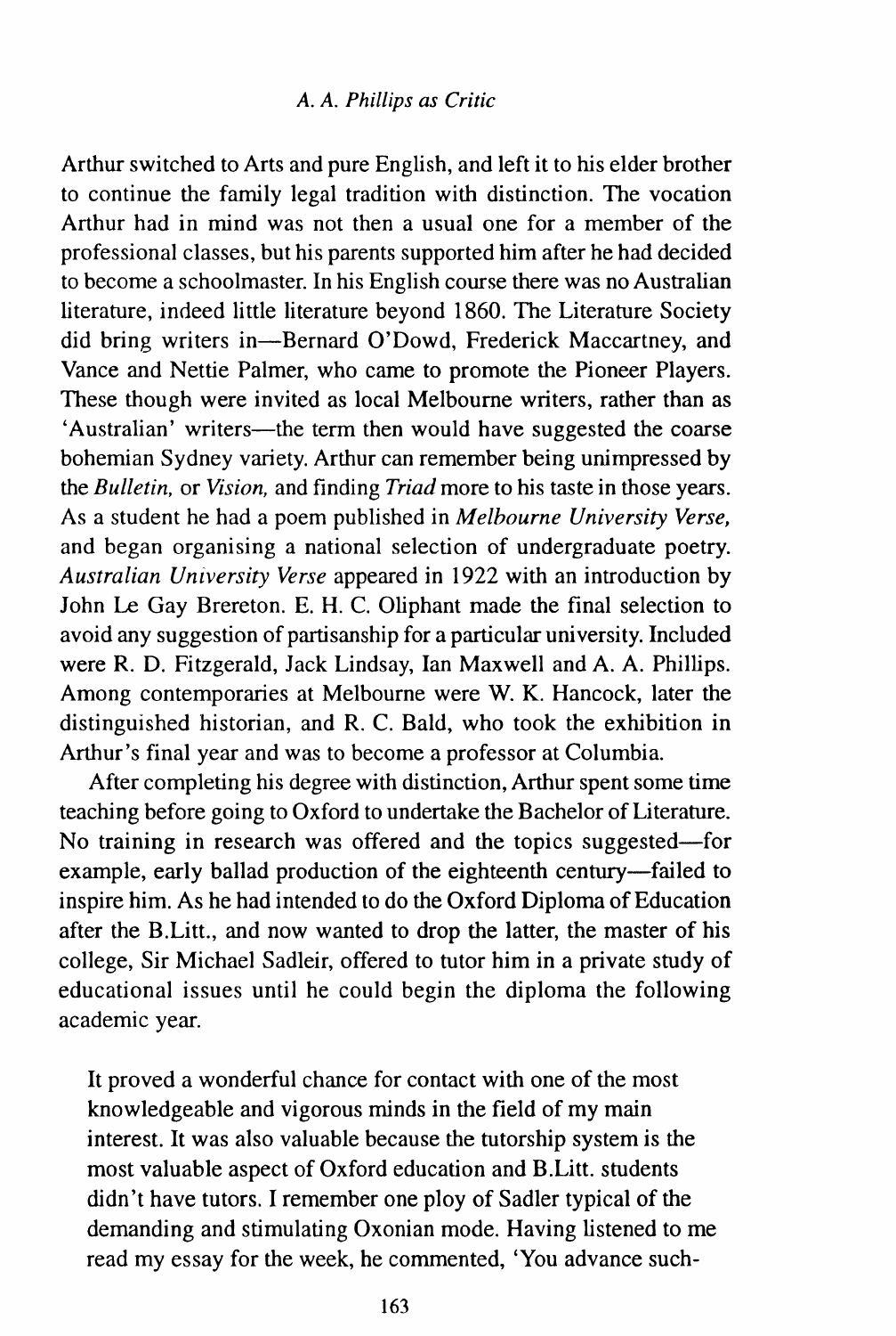Arthur switched to Arts and pure English, and left it to his elder brother to continue the family legal tradition with distinction. The vocation Arthur had in mind was not then a usual one for a member of the professional classes, but his parents supported him after he had decided to become a schoolmaster. In his English course there was no Australian literature, indeed little literature beyond 1860. The Literature Society did bring writers in—Bernard O'Dowd, Frederick Maccartney, and Vance and Nettie Palmer, who came to promote the Pioneer Players. These though were invited as local Melbourne writers, rather than as 'Australian' writers—the term then would have suggested the coarse bohemian Sydney variety. Arthur can remember being unimpressed by the *Bulletin,* or *Vision,* and finding *Triad* more to his taste in those years. As a student he had a poem published in *Melbourne University Verse,* and began organising a national selection of undergraduate poetry. *Australian University Verse* appeared in 1922 with an introduction by John Le Gay Brereton. E. H. C. Oliphant made the final selection to avoid any suggestion of partisanship for a particular university. Included were R. D. Fitzgerald, Jack Lindsay, Ian Maxwell and A. A. Phillips. Among contemporaries at Melbourne were W. K. Hancock, later the distinguished historian, and R. C. Bald, who took the exhibition in Arthur's final year and was to become a professor at Columbia.

After completing his degree with distinction, Arthur spent some time teaching before going to Oxford to undertake the Bachelor of Literature. No training in research was offered and the topics suggested—for example, early ballad production of the eighteenth century—failed to inspire him. As he had intended to do the Oxford Diploma of Education after the B.Litt., and now wanted to drop the latter, the master of his college, Sir Michael Sadleir, offered to tutor him in a private study of educational issues until he could begin the diploma the following academic year.

> It proved a wonderful chance for contact with one of the most knowledgeable and vigorous minds in the field of my main interest. It was also valuable because the tutorship system is the most valuable aspect of Oxford education and B.Litt. students didn't have tutors. I remember one ploy of Sadler typical of the demanding and stimulating Oxonian mode. Having listened to me read my essay for the week, he commented, 'You advance such-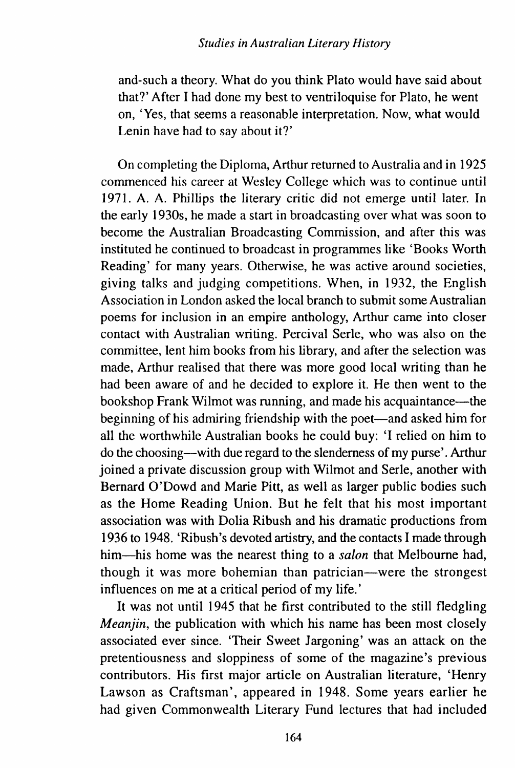and-such a theory. What do you think Plato would have said about that?' After I had done my best to ventriloquise for Plato, he went on, 'Yes, that seems a reasonable interpretation. Now, what would Lenin have had to say about it?'

On completing the Diploma, Arthur returned to Australia and in 1925 commenced his career at Wesley College which was to continue until 1971. A. A. Phillips the literary critic did not emerge until later. In the early 1930s, he made a start in broadcasting over what was soon to become the Australian Broadcasting Commission, and after this was instituted he continued to broadcast in programmes like 'Books Worth Reading' for many years. Otherwise, he was active around societies, giving talks and judging competitions. When, in 1932, the English Association in London asked the local branch to submit some Australian poems for inclusion in an empire anthology, Arthur came into closer contact with Australian writing. Percival Serle, who was also on the committee, lent him books from his library, and after the selection was made, Arthur realised that there was more good local writing than he had been aware of and he decided to explore it. He then went to the bookshop Frank Wilmot was running, and made his acquaintance—the beginning of his admiring friendship with the poet—and asked him for all the worthwhile Australian books he could buy: 'I relied on him to do the choosing—with due regard to the slenderness of my purse'. Arthur joined a private discussion group with Wilmot and Serle, another with Bernard O'Dowd and Marie Pitt, as well as larger public bodies such as the Home Reading Union. But he felt that his most important association was with Dolia Ribush and his dramatic productions from 1936 to 1948. 'Ribush's devoted artistry, and the contacts I made through him—his home was the nearest thing to a *salon* that Melbourne had, though it was more bohemian than patrician—were the strongest influences on me at a critical period of my life.'

It was not until 1945 that he first contributed to the still fledgling *Meanjin*, the publication with which his name has been most closely associated ever since. 'Their Sweet Jargoning' was an attack on the pretentiousness and sloppiness of some of the magazine's previous contributors. His first major article on Australian literature, 'Henry Lawson as Craftsman', appeared in 1948. Some years earlier he had given Commonwealth Literary Fund lectures that had included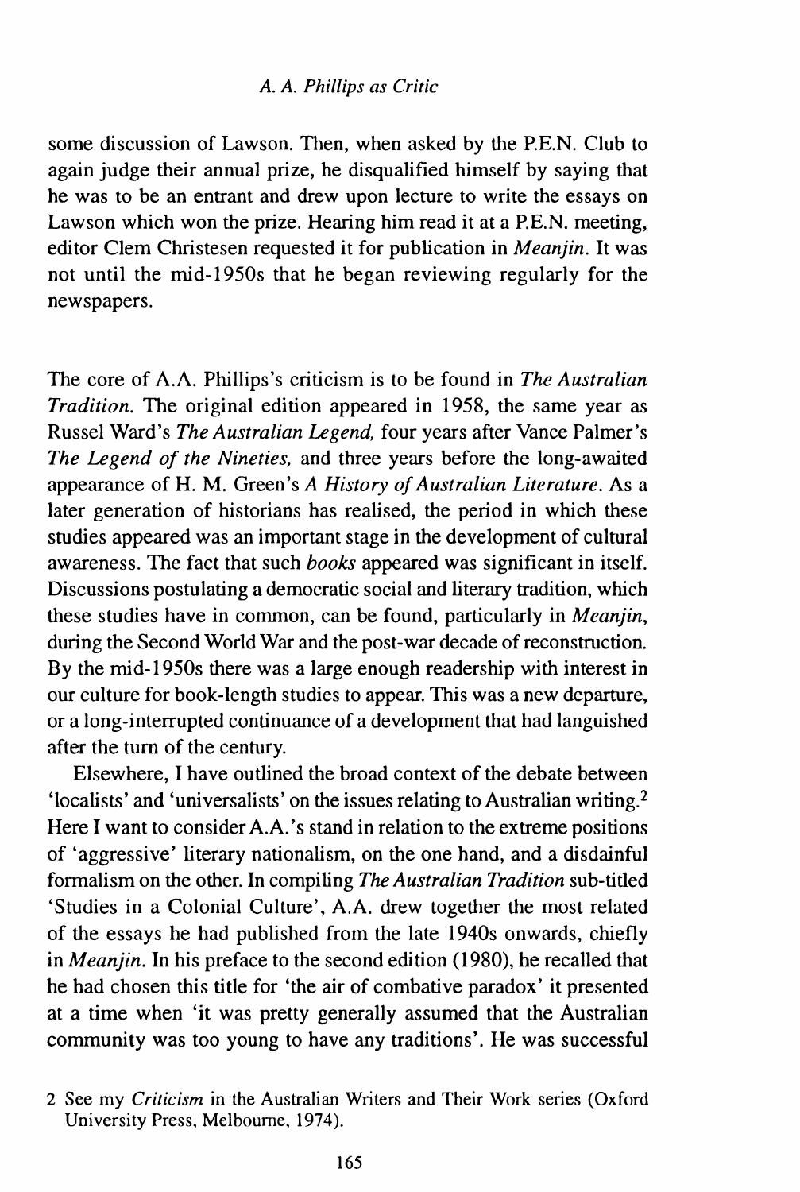some discussion of Lawson. Then, when asked by the P.E.N. Club to again judge their annual prize, he disqualified himself by saying that he was to be an entrant and drew upon lecture to write the essays on Lawson which won the prize. Hearing him read it at a P.E.N. meeting, editor Clem Christesen requested it for publication in *Meanjin*. It was not until the mid-1950s that he began reviewing regularly for the newspapers.

The core of A.A. Phillips's criticism is to be found in *The Australian Tradition*. The original edition appeared in 1958, the same year as Russel Ward's *The Australian Legend*, four years after Vance Palmer's *The Legend of the Nineties*, and three years before the long-awaited appearance of H. M. Green's *A History of Australian Literature*. As a later generation of historians has realised, the period in which these studies appeared was an important stage in the development of cultural awareness. The fact that such *books* appeared was significant in itself. Discussions postulating a democratic social and literary tradition, which these studies have in common, can be found, particularly in *Meanjin*, during the Second World War and the post-war decade of reconstruction. By the mid-1950s there was a large enough readership with interest in our culture for book-length studies to appear. This was a new departure, or a long-interrupted continuance of a development that had languished after the turn of the century.

Elsewhere, I have outlined the broad context of the debate between 'localists' and 'universalists' on the issues relating to Australian writing.[2] Here I want to consider A.A.'s stand in relation to the extreme positions of 'aggressive' literary nationalism, on the one hand, and a disdainful formalism on the other. In compiling *The Australian Tradition* sub-titled 'Studies in a Colonial Culture', A.A. drew together the most related of the essays he had published from the late 1940s onwards, chiefly in *Meanjin*. In his preface to the second edition (1980), he recalled that he had chosen this title for 'the air of combative paradox' it presented at a time when 'it was pretty generally assumed that the Australian community was too young to have any traditions'. He was successful

2 See my *Criticism* in the Australian Writers and Their Work series (Oxford University Press, Melbourne, 1974).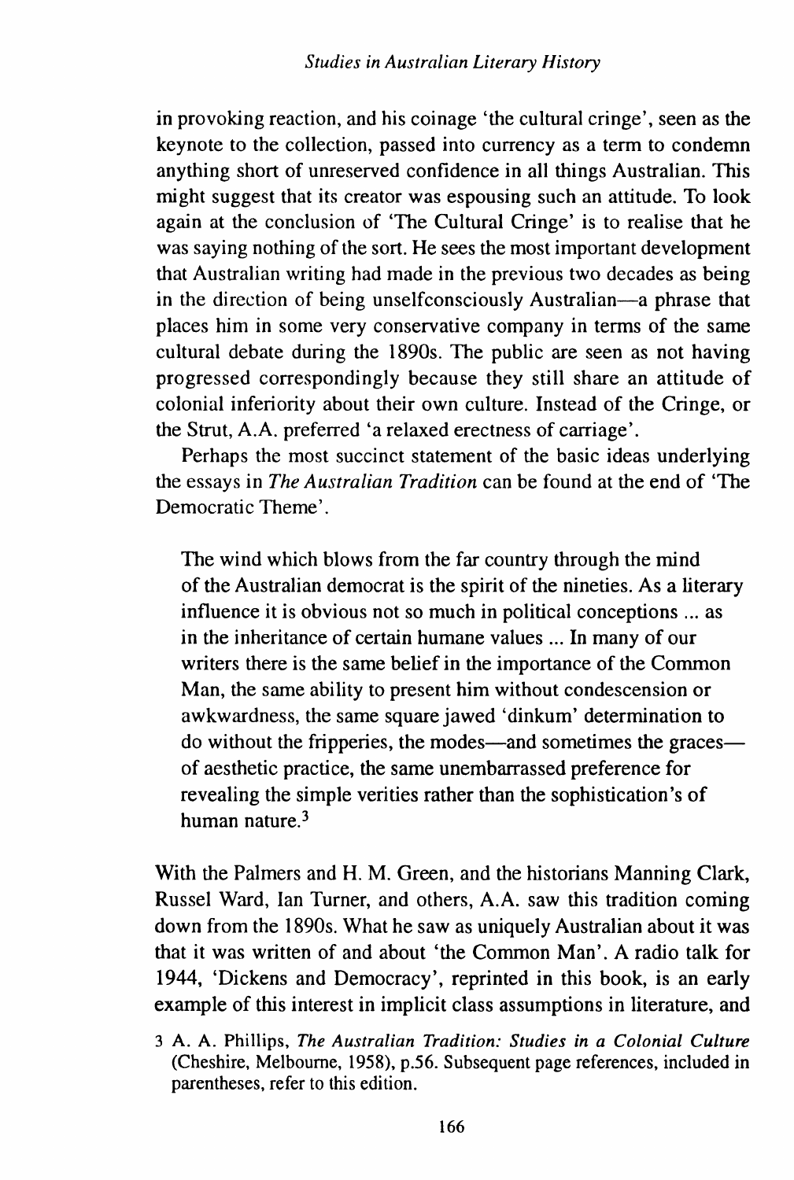in provoking reaction, and his coinage 'the cultural cringe', seen as the keynote to the collection, passed into currency as a term to condemn anything short of unreserved confidence in all things Australian. This might suggest that its creator was espousing such an attitude. To look again at the conclusion of 'The Cultural Cringe' is to realise that he was saying nothing of the sort. He sees the most important development that Australian writing had made in the previous two decades as being in the direction of being unselfconsciously Australian—a phrase that places him in some very conservative company in terms of the same cultural debate during the 1890s. The public are seen as not having progressed correspondingly because they still share an attitude of colonial inferiority about their own culture. Instead of the Cringe, or the Strut, A.A. preferred 'a relaxed erectness of carriage'.

Perhaps the most succinct statement of the basic ideas underlying the essays in *The Australian Tradition* can be found at the end of 'The Democratic Theme'.

> The wind which blows from the far country through the mind of the Australian democrat is the spirit of the nineties. As a literary influence it is obvious not so much in political conceptions ... as in the inheritance of certain humane values ... In many of our writers there is the same belief in the importance of the Common Man, the same ability to present him without condescension or awkwardness, the same square jawed 'dinkum' determination to do without the fripperies, the modes—and sometimes the graces—of aesthetic practice, the same unembarrassed preference for revealing the simple verities rather than the sophistication's of human nature.[3]

With the Palmers and H. M. Green, and the historians Manning Clark, Russel Ward, Ian Turner, and others, A.A. saw this tradition coming down from the 1890s. What he saw as uniquely Australian about it was that it was written of and about 'the Common Man'. A radio talk for 1944, 'Dickens and Democracy', reprinted in this book, is an early example of this interest in implicit class assumptions in literature, and

3 A. A. Phillips, *The Australian Tradition: Studies in a Colonial Culture* (Cheshire, Melbourne, 1958), p.56. Subsequent page references, included in parentheses, refer to this edition.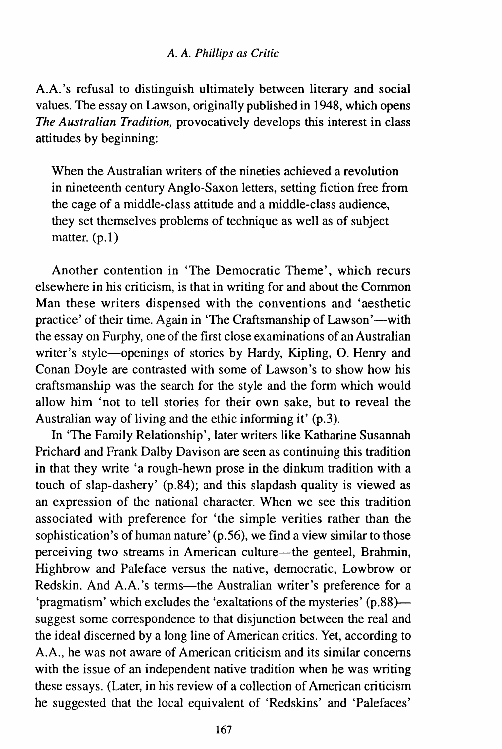A.A.'s refusal to distinguish ultimately between literary and social values. The essay on Lawson, originally published in 1948, which opens *The Australian Tradition,* provocatively develops this interest in class attitudes by beginning:

> When the Australian writers of the nineties achieved a revolution in nineteenth century Anglo-Saxon letters, setting fiction free from the cage of a middle-class attitude and a middle-class audience, they set themselves problems of technique as well as of subject matter. (p.1)

Another contention in 'The Democratic Theme', which recurs elsewhere in his criticism, is that in writing for and about the Common Man these writers dispensed with the conventions and 'aesthetic practice' of their time. Again in 'The Craftsmanship of Lawson'—with the essay on Furphy, one of the first close examinations of an Australian writer's style—openings of stories by Hardy, Kipling, O. Henry and Conan Doyle are contrasted with some of Lawson's to show how his craftsmanship was the search for the style and the form which would allow him 'not to tell stories for their own sake, but to reveal the Australian way of living and the ethic informing it' (p.3).

In 'The Family Relationship', later writers like Katharine Susannah Prichard and Frank Dalby Davison are seen as continuing this tradition in that they write 'a rough-hewn prose in the dinkum tradition with a touch of slap-dashery' (p.84); and this slapdash quality is viewed as an expression of the national character. When we see this tradition associated with preference for 'the simple verities rather than the sophistication's of human nature' (p.56), we find a view similar to those perceiving two streams in American culture—the genteel, Brahmin, Highbrow and Paleface versus the native, democratic, Lowbrow or Redskin. And A.A.'s terms—the Australian writer's preference for a 'pragmatism' which excludes the 'exaltations of the mysteries' (p.88)—suggest some correspondence to that disjunction between the real and the ideal discerned by a long line of American critics. Yet, according to A.A., he was not aware of American criticism and its similar concerns with the issue of an independent native tradition when he was writing these essays. (Later, in his review of a collection of American criticism he suggested that the local equivalent of 'Redskins' and 'Palefaces'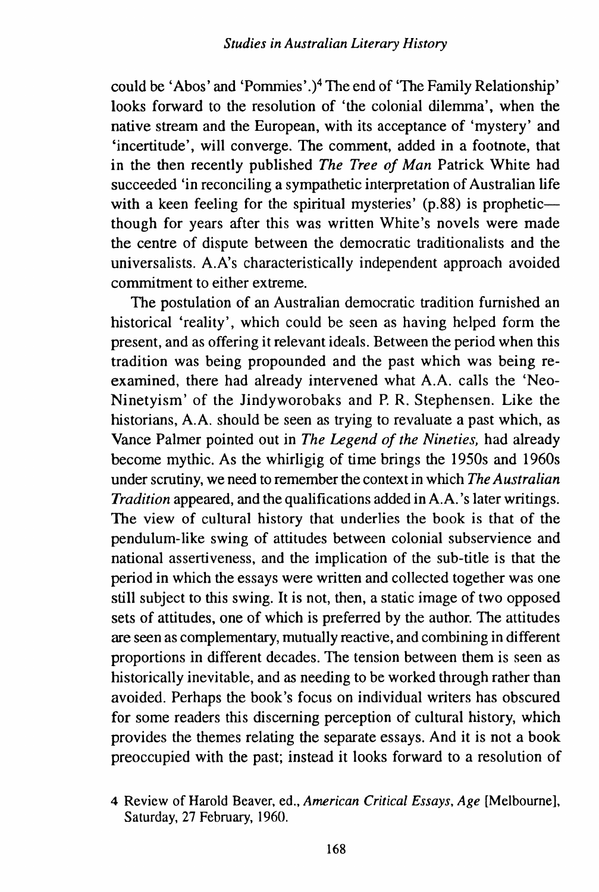could be 'Abos' and 'Pommies'.)[4] The end of 'The Family Relationship' looks forward to the resolution of 'the colonial dilemma', when the native stream and the European, with its acceptance of 'mystery' and 'incertitude', will converge. The comment, added in a footnote, that in the then recently published *The Tree of Man* Patrick White had succeeded 'in reconciling a sympathetic interpretation of Australian life with a keen feeling for the spiritual mysteries' (p.88) is prophetic—though for years after this was written White's novels were made the centre of dispute between the democratic traditionalists and the universalists. A.A's characteristically independent approach avoided commitment to either extreme.

The postulation of an Australian democratic tradition furnished an historical 'reality', which could be seen as having helped form the present, and as offering it relevant ideals. Between the period when this tradition was being propounded and the past which was being re-examined, there had already intervened what A.A. calls the 'Neo-Ninetyism' of the Jindyworobaks and P. R. Stephensen. Like the historians, A.A. should be seen as trying to revaluate a past which, as Vance Palmer pointed out in *The Legend of the Nineties,* had already become mythic. As the whirligig of time brings the 1950s and 1960s under scrutiny, we need to remember the context in which *The Australian Tradition* appeared, and the qualifications added in A.A.'s later writings. The view of cultural history that underlies the book is that of the pendulum-like swing of attitudes between colonial subservience and national assertiveness, and the implication of the sub-title is that the period in which the essays were written and collected together was one still subject to this swing. It is not, then, a static image of two opposed sets of attitudes, one of which is preferred by the author. The attitudes are seen as complementary, mutually reactive, and combining in different proportions in different decades. The tension between them is seen as historically inevitable, and as needing to be worked through rather than avoided. Perhaps the book's focus on individual writers has obscured for some readers this discerning perception of cultural history, which provides the themes relating the separate essays. And it is not a book preoccupied with the past; instead it looks forward to a resolution of

4 Review of Harold Beaver, ed., *American Critical Essays*, *Age* [Melbourne], Saturday, 27 February, 1960.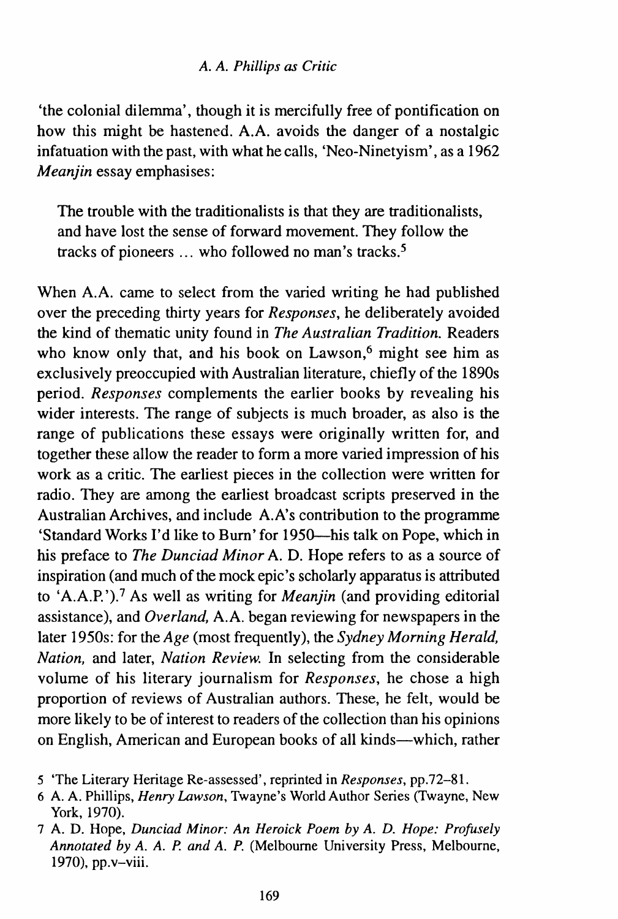'the colonial dilemma', though it is mercifully free of pontification on how this might be hastened. A.A. avoids the danger of a nostalgic infatuation with the past, with what he calls, 'Neo-Ninetyism', as a 1962 *Meanjin* essay emphasises:

> The trouble with the traditionalists is that they are traditionalists, and have lost the sense of forward movement. They follow the tracks of pioneers ... who followed no man's tracks.[5]

When A.A. came to select from the varied writing he had published over the preceding thirty years for *Responses*, he deliberately avoided the kind of thematic unity found in *The Australian Tradition.* Readers who know only that, and his book on Lawson,[6] might see him as exclusively preoccupied with Australian literature, chiefly of the 1890s period. *Responses* complements the earlier books by revealing his wider interests. The range of subjects is much broader, as also is the range of publications these essays were originally written for, and together these allow the reader to form a more varied impression of his work as a critic. The earliest pieces in the collection were written for radio. They are among the earliest broadcast scripts preserved in the Australian Archives, and include A.A's contribution to the programme 'Standard Works I'd like to Burn' for 1950—his talk on Pope, which in his preface to *The Dunciad Minor* A. D. Hope refers to as a source of inspiration (and much of the mock epic's scholarly apparatus is attributed to 'A.A.P.').[7] As well as writing for *Meanjin* (and providing editorial assistance), and *Overland,* A.A. began reviewing for newspapers in the later 1950s: for the *Age* (most frequently), the *Sydney Morning Herald, Nation,* and later, *Nation Review.* In selecting from the considerable volume of his literary journalism for *Responses*, he chose a high proportion of reviews of Australian authors. These, he felt, would be more likely to be of interest to readers of the collection than his opinions on English, American and European books of all kinds—which, rather

5 'The Literary Heritage Re-assessed', reprinted in *Responses*, pp.72–81.

6 A. A. Phillips, *Henry Lawson*, Twayne's World Author Series (Twayne, New York, 1970).

7 A. D. Hope, *Dunciad Minor: An Heroick Poem by A. D. Hope: Profusely Annotated by A. A. P. and A. P.* (Melbourne University Press, Melbourne, 1970), pp.v–viii.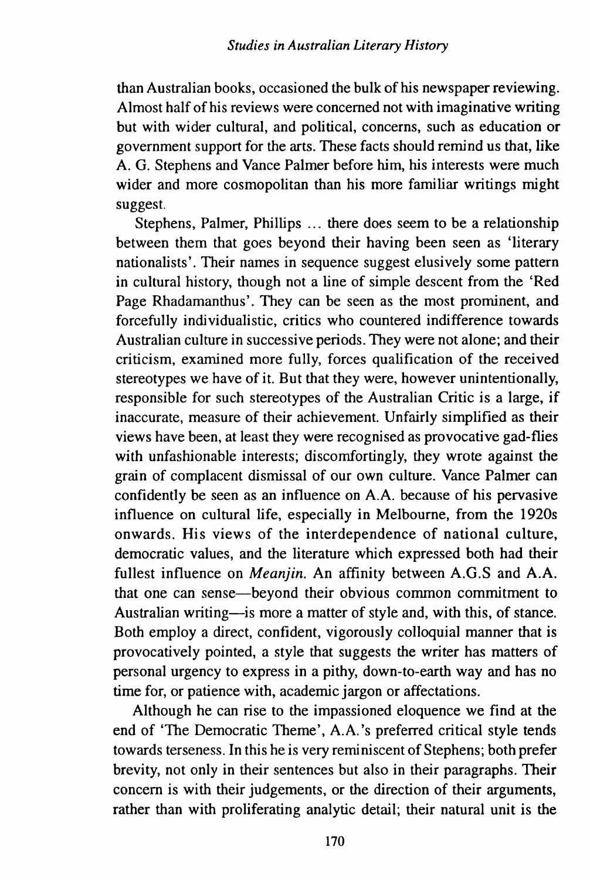than Australian books, occasioned the bulk of his newspaper reviewing. Almost half of his reviews were concerned not with imaginative writing but with wider cultural, and political, concerns, such as education or government support for the arts. These facts should remind us that, like A. G. Stephens and Vance Palmer before him, his interests were much wider and more cosmopolitan than his more familiar writings might suggest.

Stephens, Palmer, Phillips ... there does seem to be a relationship between them that goes beyond their having been seen as 'literary nationalists'. Their names in sequence suggest elusively some pattern in cultural history, though not a line of simple descent from the 'Red Page Rhadamanthus'. They can be seen as the most prominent, and forcefully individualistic, critics who countered indifference towards Australian culture in successive periods. They were not alone; and their criticism, examined more fully, forces qualification of the received stereotypes we have of it. But that they were, however unintentionally, responsible for such stereotypes of the Australian Critic is a large, if inaccurate, measure of their achievement. Unfairly simplified as their views have been, at least they were recognised as provocative gad-flies with unfashionable interests; discomfortingly, they wrote against the grain of complacent dismissal of our own culture. Vance Palmer can confidently be seen as an influence on A.A. because of his pervasive influence on cultural life, especially in Melbourne, from the 1920s onwards. His views of the interdependence of national culture, democratic values, and the literature which expressed both had their fullest influence on *Meanjin*. An affinity between A.G.S and A.A. that one can sense—beyond their obvious common commitment to Australian writing—is more a matter of style and, with this, of stance. Both employ a direct, confident, vigorously colloquial manner that is provocatively pointed, a style that suggests the writer has matters of personal urgency to express in a pithy, down-to-earth way and has no time for, or patience with, academic jargon or affectations.

Although he can rise to the impassioned eloquence we find at the end of 'The Democratic Theme', A.A.'s preferred critical style tends towards terseness. In this he is very reminiscent of Stephens; both prefer brevity, not only in their sentences but also in their paragraphs. Their concern is with their judgements, or the direction of their arguments, rather than with proliferating analytic detail; their natural unit is the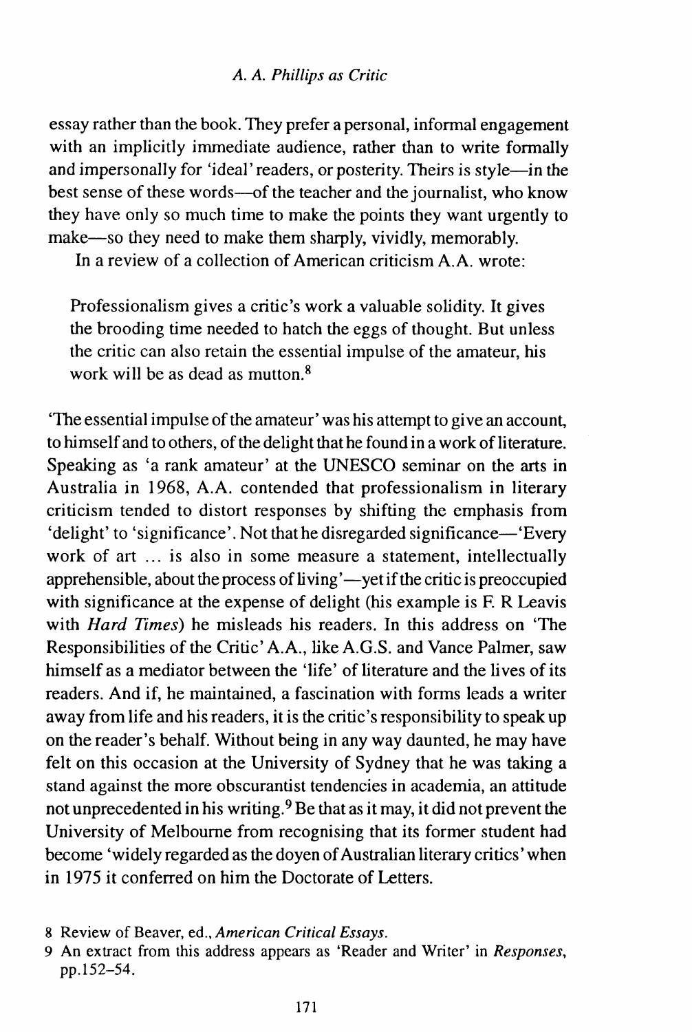essay rather than the book. They prefer a personal, informal engagement with an implicitly immediate audience, rather than to write formally and impersonally for 'ideal' readers, or posterity. Theirs is style—in the best sense of these words—of the teacher and the journalist, who know they have only so much time to make the points they want urgently to make—so they need to make them sharply, vividly, memorably.

In a review of a collection of American criticism A.A. wrote:

> Professionalism gives a critic's work a valuable solidity. It gives the brooding time needed to hatch the eggs of thought. But unless the critic can also retain the essential impulse of the amateur, his work will be as dead as mutton.[8]

'The essential impulse of the amateur' was his attempt to give an account, to himself and to others, of the delight that he found in a work of literature. Speaking as 'a rank amateur' at the UNESCO seminar on the arts in Australia in 1968, A.A. contended that professionalism in literary criticism tended to distort responses by shifting the emphasis from 'delight' to 'significance'. Not that he disregarded significance—'Every work of art ... is also in some measure a statement, intellectually apprehensible, about the process of living'—yet if the critic is preoccupied with significance at the expense of delight (his example is F. R Leavis with *Hard Times*) he misleads his readers. In this address on 'The Responsibilities of the Critic' A.A., like A.G.S. and Vance Palmer, saw himself as a mediator between the 'life' of literature and the lives of its readers. And if, he maintained, a fascination with forms leads a writer away from life and his readers, it is the critic's responsibility to speak up on the reader's behalf. Without being in any way daunted, he may have felt on this occasion at the University of Sydney that he was taking a stand against the more obscurantist tendencies in academia, an attitude not unprecedented in his writing.[9] Be that as it may, it did not prevent the University of Melbourne from recognising that its former student had become 'widely regarded as the doyen of Australian literary critics' when in 1975 it conferred on him the Doctorate of Letters.

8 Review of Beaver, ed., *American Critical Essays*.

9 An extract from this address appears as 'Reader and Writer' in *Responses*, pp.152–54.